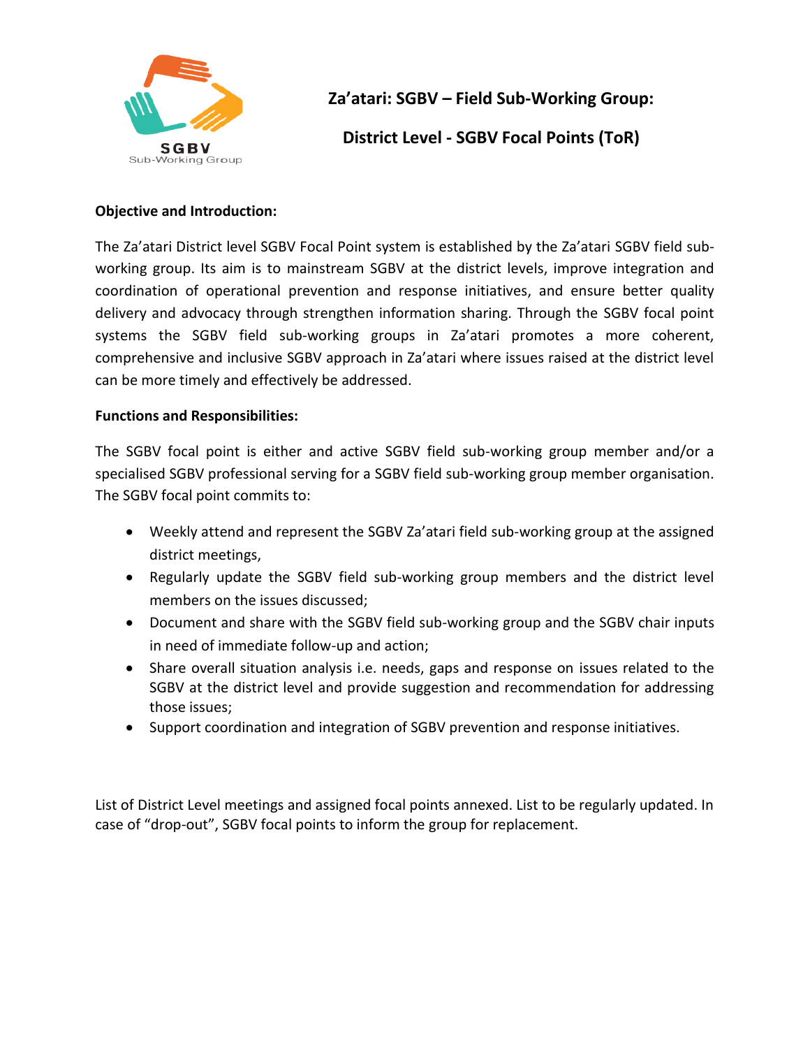# Za'atari: SGBV – Field Sub-Working Group:

## District Level - SGBV Focal Points (ToR)

**Objective and Introduction:**

The Za'atari District level SGBV Focal Point system is established by the Za'atari SGBV field sub-working group. Its aim is to mainstream SGBV at the district levels, improve integration and coordination of operational prevention and response initiatives, and ensure better quality delivery and advocacy through strengthen information sharing. Through the SGBV focal point systems the SGBV field sub-working groups in Za'atari promotes a more coherent, comprehensive and inclusive SGBV approach in Za'atari where issues raised at the district level can be more timely and effectively be addressed.

**Functions and Responsibilities:**

The SGBV focal point is either and active SGBV field sub-working group member and/or a specialised SGBV professional serving for a SGBV field sub-working group member organisation. The SGBV focal point commits to:

- Weekly attend and represent the SGBV Za'atari field sub-working group at the assigned district meetings,
- Regularly update the SGBV field sub-working group members and the district level members on the issues discussed;
- Document and share with the SGBV field sub-working group and the SGBV chair inputs in need of immediate follow-up and action;
- Share overall situation analysis i.e. needs, gaps and response on issues related to the SGBV at the district level and provide suggestion and recommendation for addressing those issues;
- Support coordination and integration of SGBV prevention and response initiatives.

List of District Level meetings and assigned focal points annexed. List to be regularly updated. In case of "drop-out", SGBV focal points to inform the group for replacement.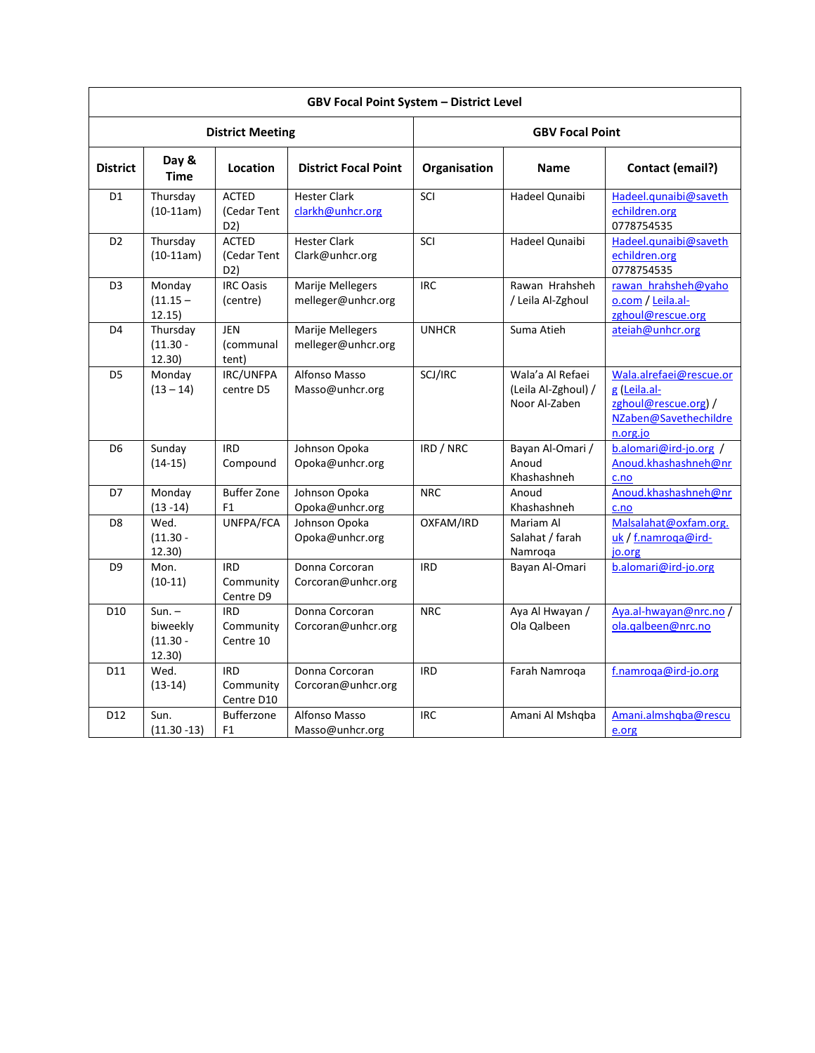| GBV Focal Point System – District Level | | | | | | |
|---|---|---|---|---|---|---|
| District Meeting | | | | GBV Focal Point | | |
| District | Day & Time | Location | District Focal Point | Organisation | Name | Contact (email?) |
| D1 | Thursday (10-11am) | ACTED (Cedar Tent D2) | Hester Clark clarkh@unhcr.org | SCI | Hadeel Qunaibi | Hadeel.qunaibi@savethechildren.org 0778754535 |
| D2 | Thursday (10-11am) | ACTED (Cedar Tent D2) | Hester Clark Clark@unhcr.org | SCI | Hadeel Qunaibi | Hadeel.qunaibi@savethechildren.org 0778754535 |
| D3 | Monday (11.15 – 12.15) | IRC Oasis (centre) | Marije Mellegers melleger@unhcr.org | IRC | Rawan Hrahsheh / Leila Al-Zghoul | rawan_hrahsheh@yahoo.com / Leila.al-zghoul@rescue.org |
| D4 | Thursday (11.30 - 12.30) | JEN (communal tent) | Marije Mellegers melleger@unhcr.org | UNHCR | Suma Atieh | ateiah@unhcr.org |
| D5 | Monday (13 – 14) | IRC/UNFPA centre D5 | Alfonso Masso Masso@unhcr.org | SCJ/IRC | Wala'a Al Refaei (Leila Al-Zghoul) / Noor Al-Zaben | Wala.alrefaei@rescue.org (Leila.al-zghoul@rescue.org) / NZaben@Savethechildren.org.jo |
| D6 | Sunday (14-15) | IRD Compound | Johnson Opoka Opoka@unhcr.org | IRD / NRC | Bayan Al-Omari / Anoud Khashashneh | b.alomari@ird-jo.org / Anoud.khashashneh@nrc.no |
| D7 | Monday (13 -14) | Buffer Zone F1 | Johnson Opoka Opoka@unhcr.org | NRC | Anoud Khashashneh | Anoud.khashashneh@nrc.no |
| D8 | Wed. (11.30 - 12.30) | UNFPA/FCA | Johnson Opoka Opoka@unhcr.org | OXFAM/IRD | Mariam Al Salahat / farah Namroqa | Malsalahat@oxfam.org.uk / f.namroqa@ird-jo.org |
| D9 | Mon. (10-11) | IRD Community Centre D9 | Donna Corcoran Corcoran@unhcr.org | IRD | Bayan Al-Omari | b.alomari@ird-jo.org |
| D10 | Sun. – biweekly (11.30 - 12.30) | IRD Community Centre 10 | Donna Corcoran Corcoran@unhcr.org | NRC | Aya Al Hwayan / Ola Qalbeen | Aya.al-hwayan@nrc.no / ola.qalbeen@nrc.no |
| D11 | Wed. (13-14) | IRD Community Centre D10 | Donna Corcoran Corcoran@unhcr.org | IRD | Farah Namroqa | f.namroqa@ird-jo.org |
| D12 | Sun. (11.30 -13) | Bufferzone F1 | Alfonso Masso Masso@unhcr.org | IRC | Amani Al Mshqba | Amani.almshqba@rescue.org |